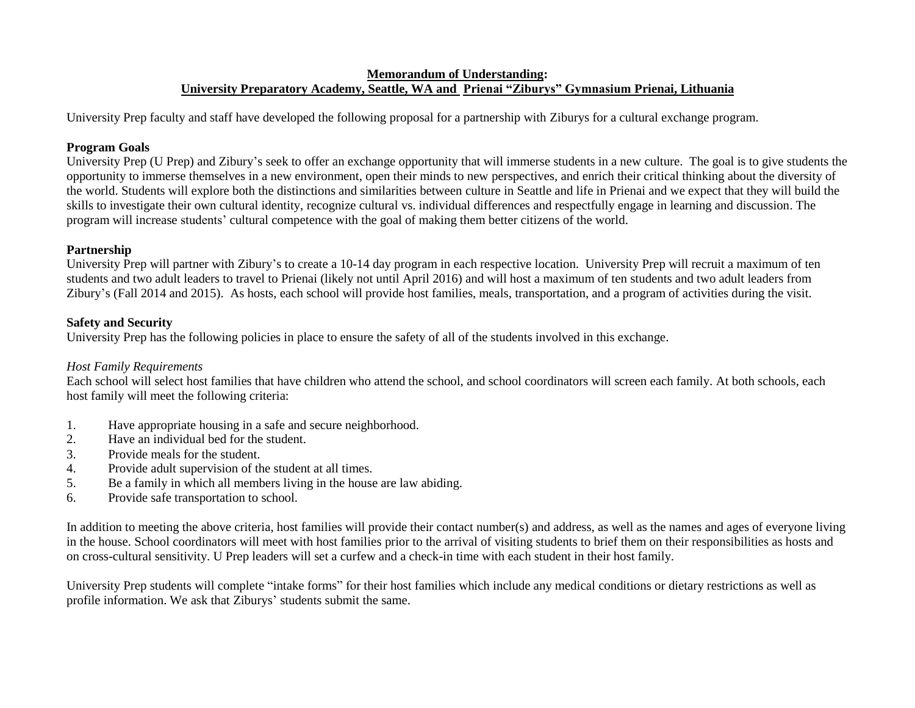# **Memorandum of Understanding:**
## **University Preparatory Academy, Seattle, WA and Prienai "Ziburys" Gymnasium Prienai, Lithuania**

University Prep faculty and staff have developed the following proposal for a partnership with Ziburys for a cultural exchange program.

**Program Goals**

University Prep (U Prep) and Zibury's seek to offer an exchange opportunity that will immerse students in a new culture. The goal is to give students the opportunity to immerse themselves in a new environment, open their minds to new perspectives, and enrich their critical thinking about the diversity of the world. Students will explore both the distinctions and similarities between culture in Seattle and life in Prienai and we expect that they will build the skills to investigate their own cultural identity, recognize cultural vs. individual differences and respectfully engage in learning and discussion. The program will increase students' cultural competence with the goal of making them better citizens of the world.

**Partnership**

University Prep will partner with Zibury's to create a 10-14 day program in each respective location. University Prep will recruit a maximum of ten students and two adult leaders to travel to Prienai (likely not until April 2016) and will host a maximum of ten students and two adult leaders from Zibury's (Fall 2014 and 2015). As hosts, each school will provide host families, meals, transportation, and a program of activities during the visit.

**Safety and Security**

University Prep has the following policies in place to ensure the safety of all of the students involved in this exchange.

*Host Family Requirements*

Each school will select host families that have children who attend the school, and school coordinators will screen each family. At both schools, each host family will meet the following criteria:

1. Have appropriate housing in a safe and secure neighborhood.
2. Have an individual bed for the student.
3. Provide meals for the student.
4. Provide adult supervision of the student at all times.
5. Be a family in which all members living in the house are law abiding.
6. Provide safe transportation to school.

In addition to meeting the above criteria, host families will provide their contact number(s) and address, as well as the names and ages of everyone living in the house. School coordinators will meet with host families prior to the arrival of visiting students to brief them on their responsibilities as hosts and on cross-cultural sensitivity. U Prep leaders will set a curfew and a check-in time with each student in their host family.

University Prep students will complete "intake forms" for their host families which include any medical conditions or dietary restrictions as well as profile information. We ask that Ziburys' students submit the same.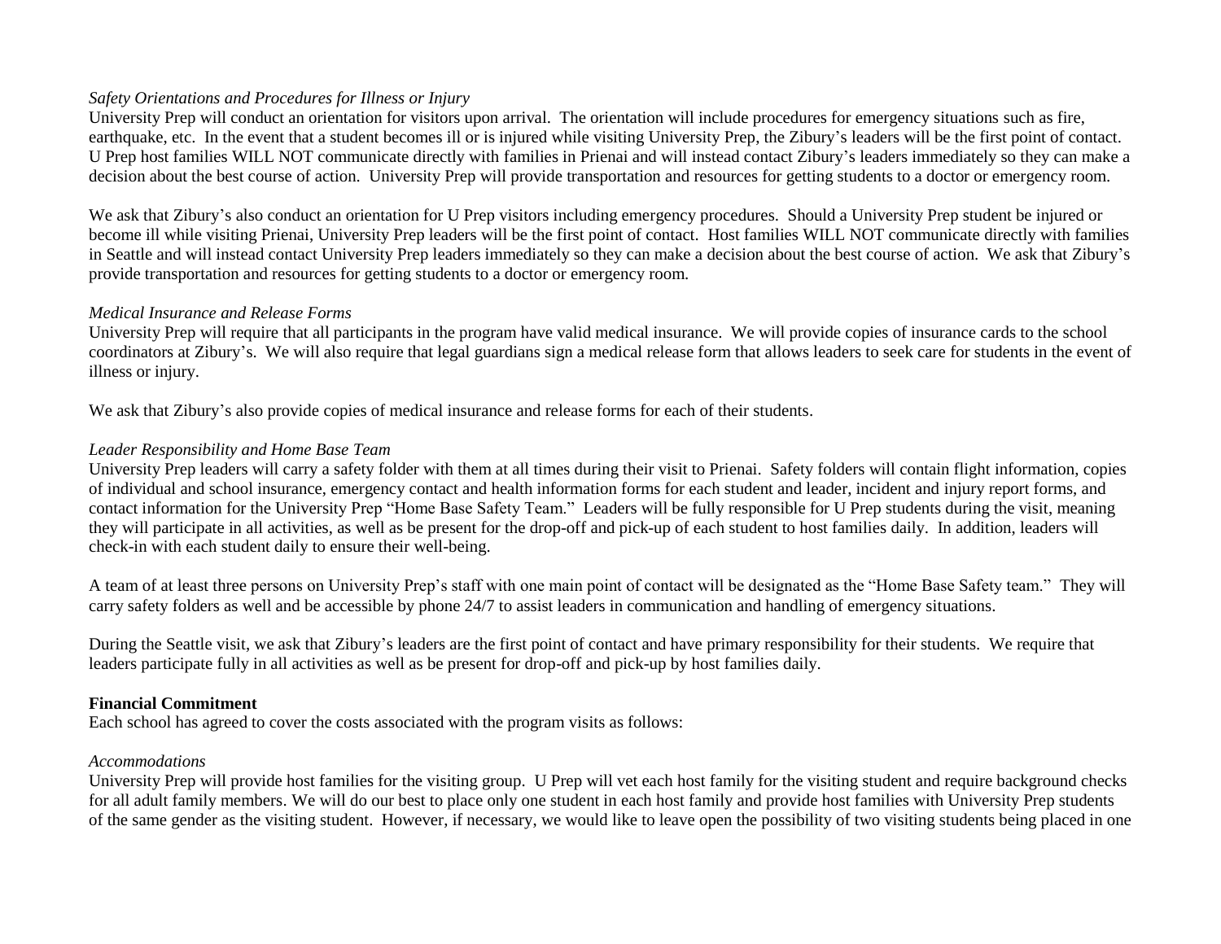*Safety Orientations and Procedures for Illness or Injury*

University Prep will conduct an orientation for visitors upon arrival. The orientation will include procedures for emergency situations such as fire, earthquake, etc. In the event that a student becomes ill or is injured while visiting University Prep, the Zibury's leaders will be the first point of contact. U Prep host families WILL NOT communicate directly with families in Prienai and will instead contact Zibury's leaders immediately so they can make a decision about the best course of action. University Prep will provide transportation and resources for getting students to a doctor or emergency room.

We ask that Zibury's also conduct an orientation for U Prep visitors including emergency procedures. Should a University Prep student be injured or become ill while visiting Prienai, University Prep leaders will be the first point of contact. Host families WILL NOT communicate directly with families in Seattle and will instead contact University Prep leaders immediately so they can make a decision about the best course of action. We ask that Zibury's provide transportation and resources for getting students to a doctor or emergency room.

*Medical Insurance and Release Forms*

University Prep will require that all participants in the program have valid medical insurance. We will provide copies of insurance cards to the school coordinators at Zibury's. We will also require that legal guardians sign a medical release form that allows leaders to seek care for students in the event of illness or injury.

We ask that Zibury's also provide copies of medical insurance and release forms for each of their students.

*Leader Responsibility and Home Base Team*

University Prep leaders will carry a safety folder with them at all times during their visit to Prienai. Safety folders will contain flight information, copies of individual and school insurance, emergency contact and health information forms for each student and leader, incident and injury report forms, and contact information for the University Prep "Home Base Safety Team." Leaders will be fully responsible for U Prep students during the visit, meaning they will participate in all activities, as well as be present for the drop-off and pick-up of each student to host families daily. In addition, leaders will check-in with each student daily to ensure their well-being.

A team of at least three persons on University Prep's staff with one main point of contact will be designated as the "Home Base Safety team." They will carry safety folders as well and be accessible by phone 24/7 to assist leaders in communication and handling of emergency situations.

During the Seattle visit, we ask that Zibury's leaders are the first point of contact and have primary responsibility for their students. We require that leaders participate fully in all activities as well as be present for drop-off and pick-up by host families daily.

**Financial Commitment**

Each school has agreed to cover the costs associated with the program visits as follows:

*Accommodations*

University Prep will provide host families for the visiting group. U Prep will vet each host family for the visiting student and require background checks for all adult family members. We will do our best to place only one student in each host family and provide host families with University Prep students of the same gender as the visiting student. However, if necessary, we would like to leave open the possibility of two visiting students being placed in one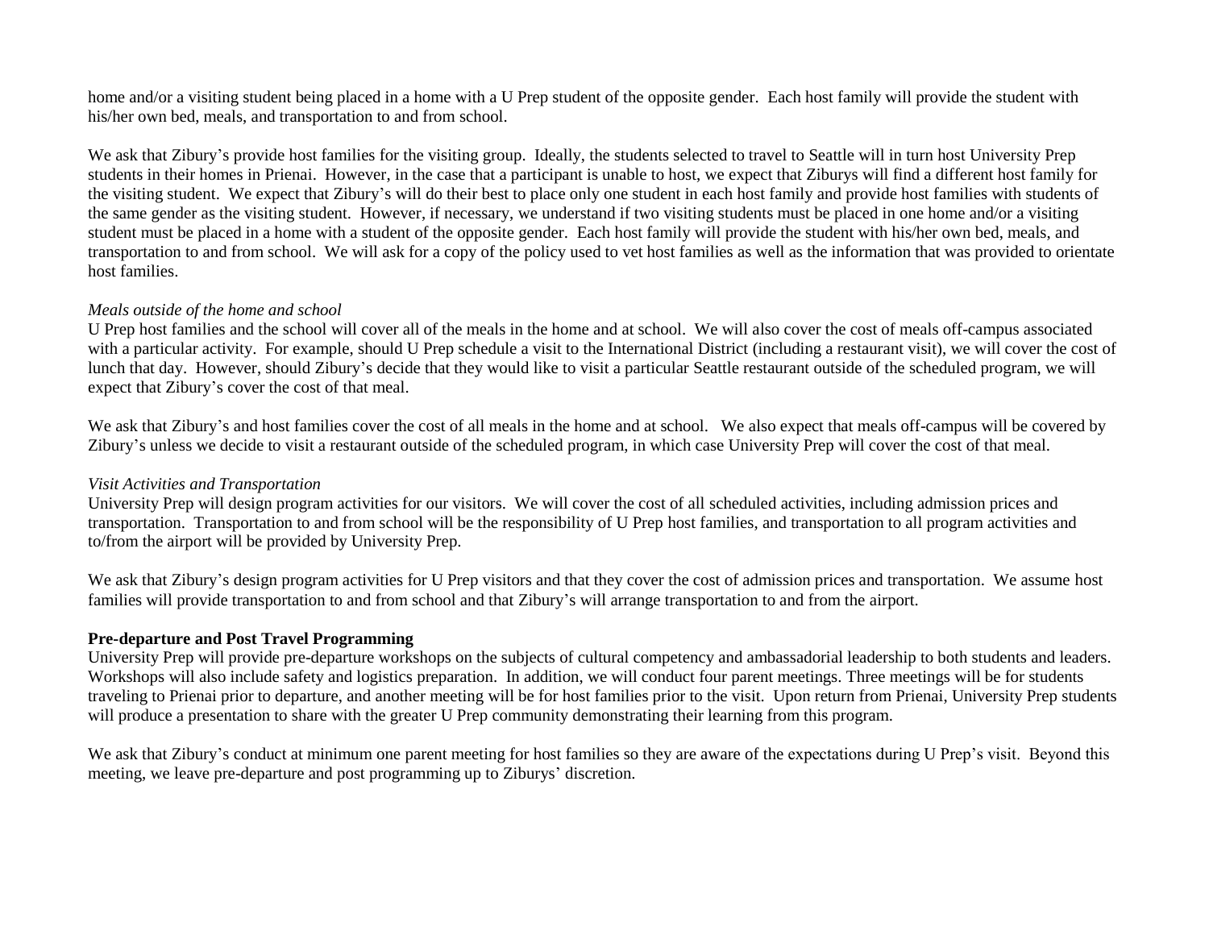home and/or a visiting student being placed in a home with a U Prep student of the opposite gender. Each host family will provide the student with his/her own bed, meals, and transportation to and from school.

We ask that Zibury's provide host families for the visiting group. Ideally, the students selected to travel to Seattle will in turn host University Prep students in their homes in Prienai. However, in the case that a participant is unable to host, we expect that Ziburys will find a different host family for the visiting student. We expect that Zibury's will do their best to place only one student in each host family and provide host families with students of the same gender as the visiting student. However, if necessary, we understand if two visiting students must be placed in one home and/or a visiting student must be placed in a home with a student of the opposite gender. Each host family will provide the student with his/her own bed, meals, and transportation to and from school. We will ask for a copy of the policy used to vet host families as well as the information that was provided to orientate host families.

*Meals outside of the home and school*

U Prep host families and the school will cover all of the meals in the home and at school. We will also cover the cost of meals off-campus associated with a particular activity. For example, should U Prep schedule a visit to the International District (including a restaurant visit), we will cover the cost of lunch that day. However, should Zibury's decide that they would like to visit a particular Seattle restaurant outside of the scheduled program, we will expect that Zibury's cover the cost of that meal.

We ask that Zibury's and host families cover the cost of all meals in the home and at school. We also expect that meals off-campus will be covered by Zibury's unless we decide to visit a restaurant outside of the scheduled program, in which case University Prep will cover the cost of that meal.

*Visit Activities and Transportation*

University Prep will design program activities for our visitors. We will cover the cost of all scheduled activities, including admission prices and transportation. Transportation to and from school will be the responsibility of U Prep host families, and transportation to all program activities and to/from the airport will be provided by University Prep.

We ask that Zibury's design program activities for U Prep visitors and that they cover the cost of admission prices and transportation. We assume host families will provide transportation to and from school and that Zibury's will arrange transportation to and from the airport.

**Pre-departure and Post Travel Programming**

University Prep will provide pre-departure workshops on the subjects of cultural competency and ambassadorial leadership to both students and leaders. Workshops will also include safety and logistics preparation. In addition, we will conduct four parent meetings. Three meetings will be for students traveling to Prienai prior to departure, and another meeting will be for host families prior to the visit. Upon return from Prienai, University Prep students will produce a presentation to share with the greater U Prep community demonstrating their learning from this program.

We ask that Zibury's conduct at minimum one parent meeting for host families so they are aware of the expectations during U Prep's visit. Beyond this meeting, we leave pre-departure and post programming up to Ziburys' discretion.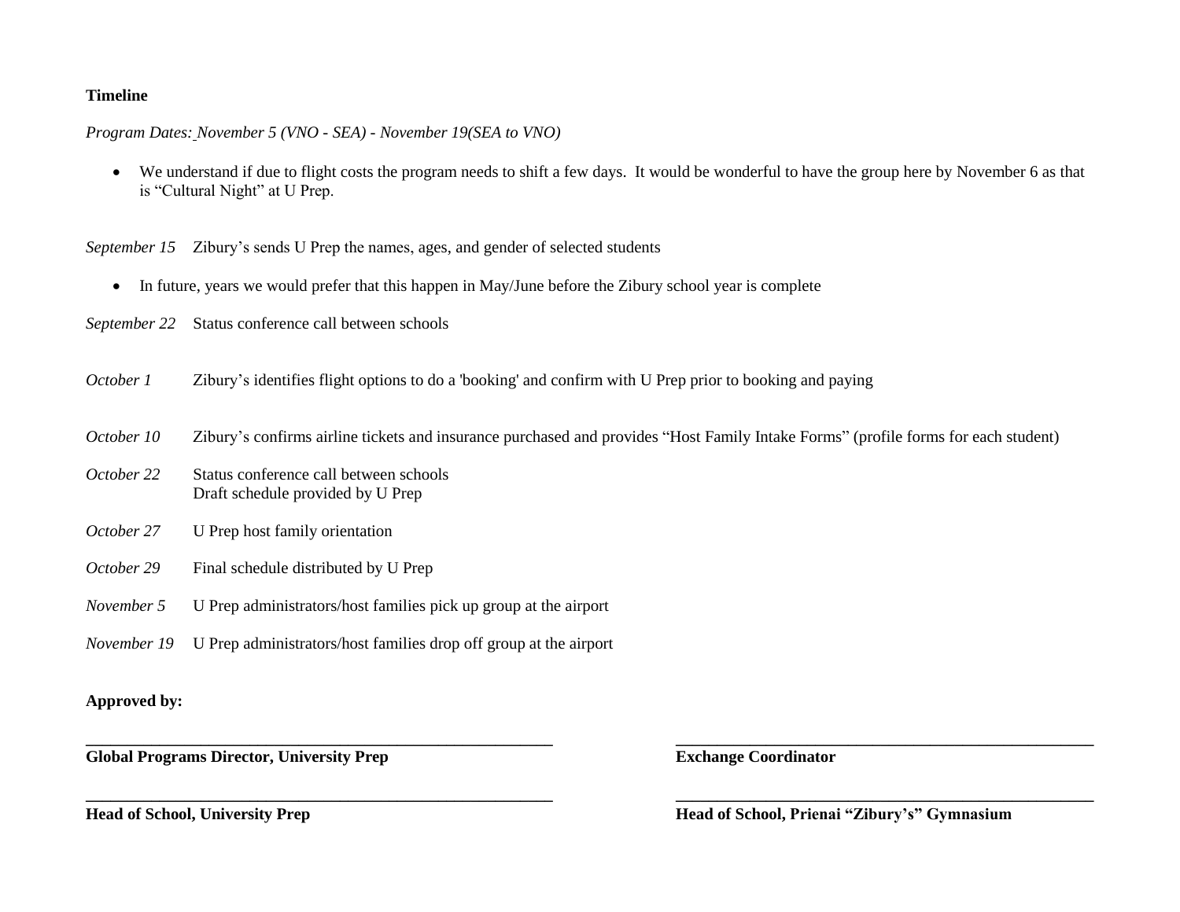**Timeline**

*Program Dates: November 5 (VNO - SEA) - November 19(SEA to VNO)*

- We understand if due to flight costs the program needs to shift a few days. It would be wonderful to have the group here by November 6 as that is "Cultural Night" at U Prep.

*September 15* Zibury's sends U Prep the names, ages, and gender of selected students

- In future, years we would prefer that this happen in May/June before the Zibury school year is complete

*September 22* Status conference call between schools

*October 1* Zibury's identifies flight options to do a 'booking' and confirm with U Prep prior to booking and paying

*October 10* Zibury's confirms airline tickets and insurance purchased and provides "Host Family Intake Forms" (profile forms for each student)

*October 22* Status conference call between schools
Draft schedule provided by U Prep

*October 27* U Prep host family orientation

*October 29* Final schedule distributed by U Prep

*November 5* U Prep administrators/host families pick up group at the airport

*November 19* U Prep administrators/host families drop off group at the airport

**Approved by:**

\_\_\_\_\_\_\_\_\_\_\_\_\_\_\_\_\_\_\_\_\_\_\_\_\_\_\_\_\_\_\_\_\_\_\_\_\_\_\_\_\_\_\_\_\_\_\_\_\_\_\_\_\_\_\_\_

**Global Programs Director, University Prep**

\_\_\_\_\_\_\_\_\_\_\_\_\_\_\_\_\_\_\_\_\_\_\_\_\_\_\_\_\_\_\_\_\_\_\_\_\_\_\_\_\_\_\_\_\_\_\_\_\_\_\_\_\_\_\_\_

**Exchange Coordinator**

\_\_\_\_\_\_\_\_\_\_\_\_\_\_\_\_\_\_\_\_\_\_\_\_\_\_\_\_\_\_\_\_\_\_\_\_\_\_\_\_\_\_\_\_\_\_\_\_\_\_\_\_\_\_\_\_

**Head of School, University Prep**

\_\_\_\_\_\_\_\_\_\_\_\_\_\_\_\_\_\_\_\_\_\_\_\_\_\_\_\_\_\_\_\_\_\_\_\_\_\_\_\_\_\_\_\_\_\_\_\_\_\_\_\_\_\_\_\_

**Head of School, Prienai "Zibury's" Gymnasium**